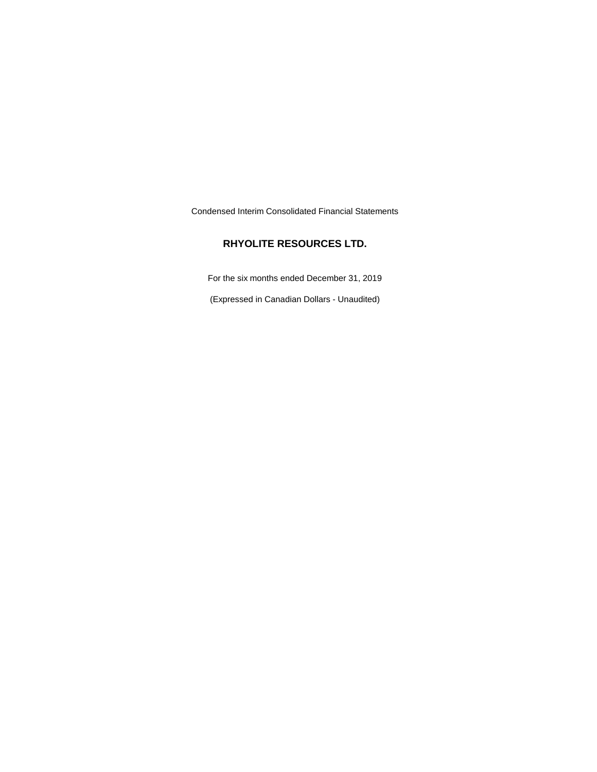Condensed Interim Consolidated Financial Statements

# RHYOLITE RESOURCES LTD.

For the six months ended December 31, 2019

(Expressed in Canadian Dollars - Unaudited)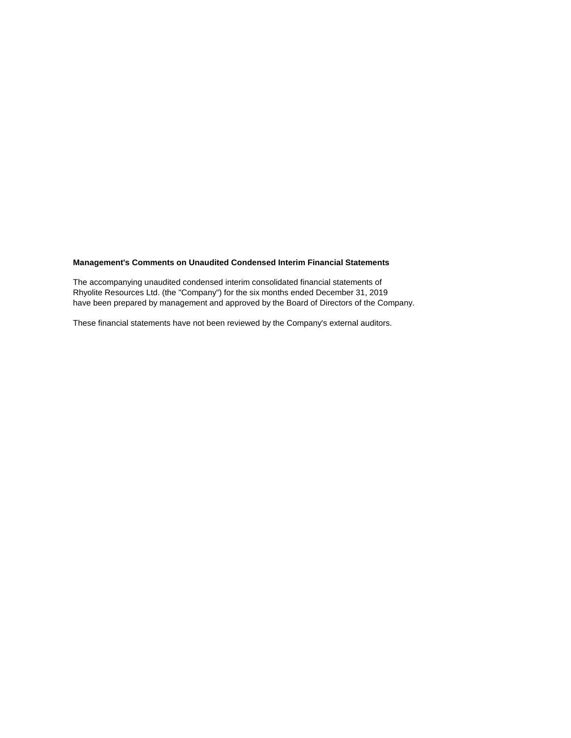**Management's Comments on Unaudited Condensed Interim Financial Statements**

The accompanying unaudited condensed interim consolidated financial statements of Rhyolite Resources Ltd. (the "Company") for the six months ended December 31, 2019 have been prepared by management and approved by the Board of Directors of the Company.

These financial statements have not been reviewed by the Company's external auditors.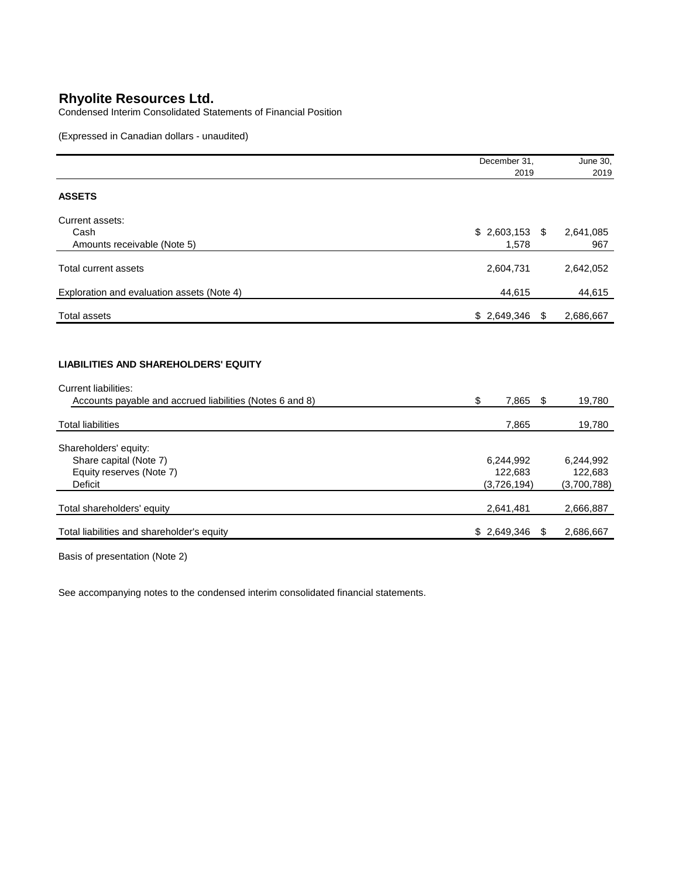# Rhyolite Resources Ltd.

Condensed Interim Consolidated Statements of Financial Position

(Expressed in Canadian dollars - unaudited)

| | December 31, 2019 | June 30, 2019 |
|---|---|---|
| **ASSETS** | | |
| Current assets: | | |
| Cash | $ 2,603,153 | $ 2,641,085 |
| Amounts receivable (Note 5) | 1,578 | 967 |
| Total current assets | 2,604,731 | 2,642,052 |
| Exploration and evaluation assets (Note 4) | 44,615 | 44,615 |
| Total assets | $ 2,649,346 | $ 2,686,667 |
| | | |
| **LIABILITIES AND SHAREHOLDERS' EQUITY** | | |
| Current liabilities: | | |
| Accounts payable and accrued liabilities (Notes 6 and 8) | $ 7,865 | $ 19,780 |
| Total liabilities | 7,865 | 19,780 |
| Shareholders' equity: | | |
| Share capital (Note 7) | 6,244,992 | 6,244,992 |
| Equity reserves (Note 7) | 122,683 | 122,683 |
| Deficit | (3,726,194) | (3,700,788) |
| Total shareholders' equity | 2,641,481 | 2,666,887 |
| Total liabilities and shareholder's equity | $ 2,649,346 | $ 2,686,667 |

Basis of presentation (Note 2)

See accompanying notes to the condensed interim consolidated financial statements.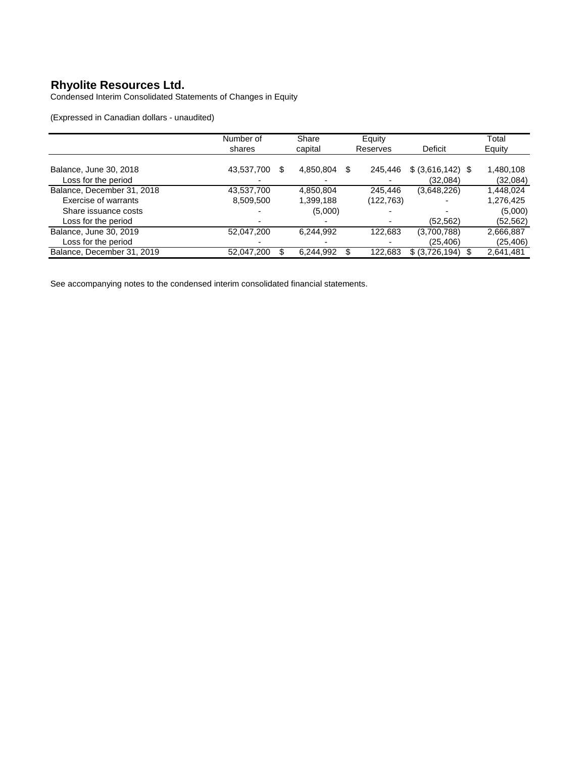# Rhyolite Resources Ltd.

Condensed Interim Consolidated Statements of Changes in Equity

(Expressed in Canadian dollars - unaudited)

| | Number of shares | Share capital | Equity Reserves | Deficit | Total Equity |
|---|---|---|---|---|---|
| Balance, June 30, 2018 | 43,537,700 | $ 4,850,804 | $ 245,446 | $ (3,616,142) | $ 1,480,108 |
| Loss for the period | - | - | - | (32,084) | (32,084) |
| Balance, December 31, 2018 | 43,537,700 | 4,850,804 | 245,446 | (3,648,226) | 1,448,024 |
| Exercise of warrants | 8,509,500 | 1,399,188 | (122,763) | - | 1,276,425 |
| Share issuance costs | - | (5,000) | - | - | (5,000) |
| Loss for the period | - | - | - | (52,562) | (52,562) |
| Balance, June 30, 2019 | 52,047,200 | 6,244,992 | 122,683 | (3,700,788) | 2,666,887 |
| Loss for the period | - | - | - | (25,406) | (25,406) |
| Balance, December 31, 2019 | 52,047,200 | $ 6,244,992 | $ 122,683 | $ (3,726,194) | $ 2,641,481 |

See accompanying notes to the condensed interim consolidated financial statements.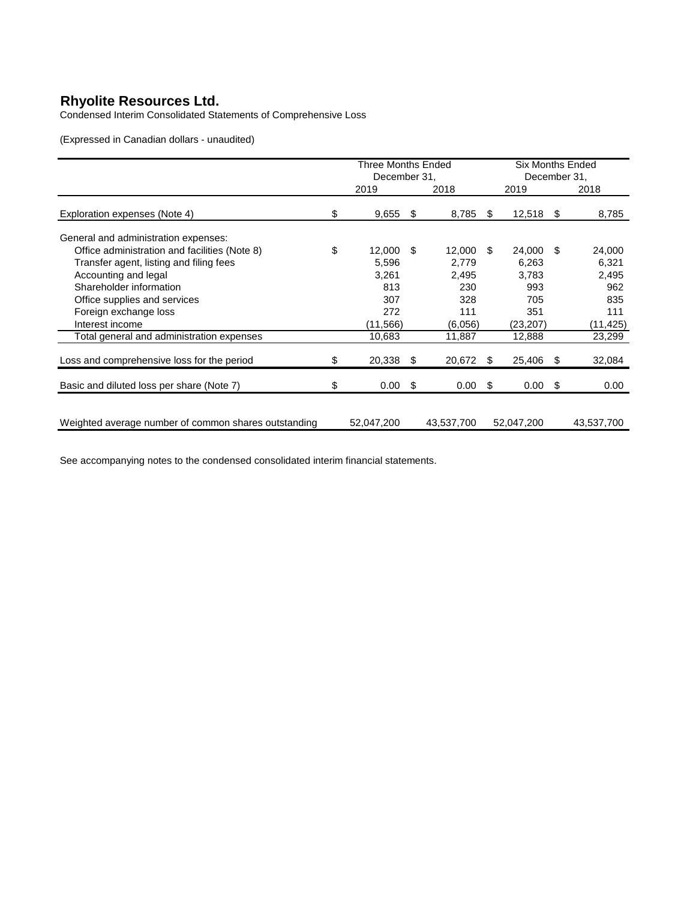# Rhyolite Resources Ltd.

Condensed Interim Consolidated Statements of Comprehensive Loss

(Expressed in Canadian dollars - unaudited)

| | Three Months Ended December 31, | | Six Months Ended December 31, | |
|---|---|---|---|---|
| | 2019 | 2018 | 2019 | 2018 |
| Exploration expenses (Note 4) | $ 9,655 | $ 8,785 | $ 12,518 | $ 8,785 |
| General and administration expenses: | | | | |
| Office administration and facilities (Note 8) | $ 12,000 | $ 12,000 | $ 24,000 | $ 24,000 |
| Transfer agent, listing and filing fees | 5,596 | 2,779 | 6,263 | 6,321 |
| Accounting and legal | 3,261 | 2,495 | 3,783 | 2,495 |
| Shareholder information | 813 | 230 | 993 | 962 |
| Office supplies and services | 307 | 328 | 705 | 835 |
| Foreign exchange loss | 272 | 111 | 351 | 111 |
| Interest income | (11,566) | (6,056) | (23,207) | (11,425) |
| Total general and administration expenses | 10,683 | 11,887 | 12,888 | 23,299 |
| Loss and comprehensive loss for the period | $ 20,338 | $ 20,672 | $ 25,406 | $ 32,084 |
| Basic and diluted loss per share (Note 7) | $ 0.00 | $ 0.00 | $ 0.00 | $ 0.00 |
| Weighted average number of common shares outstanding | 52,047,200 | 43,537,700 | 52,047,200 | 43,537,700 |

See accompanying notes to the condensed consolidated interim financial statements.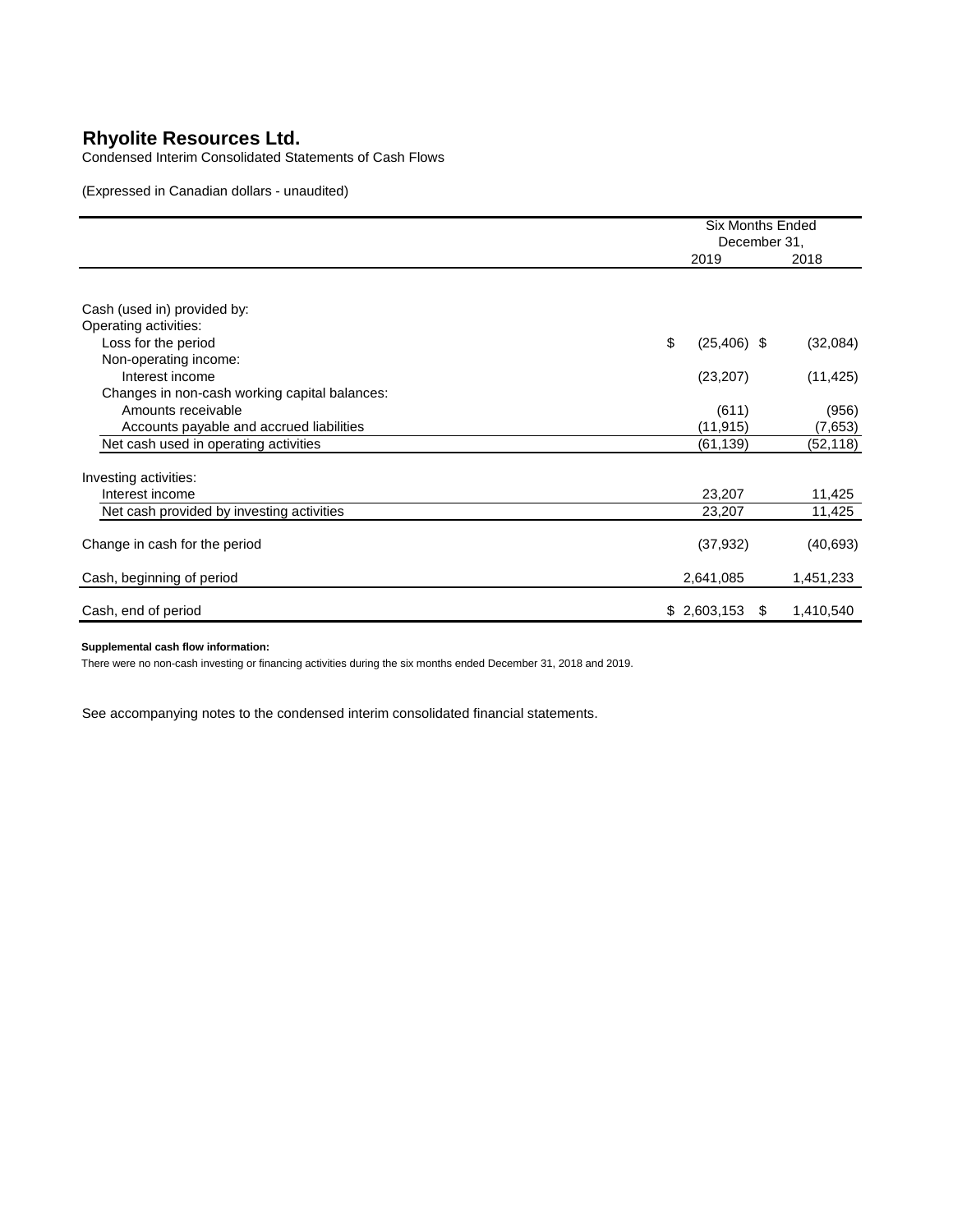# Rhyolite Resources Ltd.

Condensed Interim Consolidated Statements of Cash Flows

(Expressed in Canadian dollars - unaudited)

| | Six Months Ended December 31, | |
|---|---|---|
| | 2019 | 2018 |
| Cash (used in) provided by: | | |
| Operating activities: | | |
| Loss for the period | $ (25,406) | $ (32,084) |
| Non-operating income: | | |
| Interest income | (23,207) | (11,425) |
| Changes in non-cash working capital balances: | | |
| Amounts receivable | (611) | (956) |
| Accounts payable and accrued liabilities | (11,915) | (7,653) |
| Net cash used in operating activities | (61,139) | (52,118) |
| Investing activities: | | |
| Interest income | 23,207 | 11,425 |
| Net cash provided by investing activities | 23,207 | 11,425 |
| Change in cash for the period | (37,932) | (40,693) |
| Cash, beginning of period | 2,641,085 | 1,451,233 |
| Cash, end of period | $ 2,603,153 | $ 1,410,540 |

**Supplemental cash flow information:**

There were no non-cash investing or financing activities during the six months ended December 31, 2018 and 2019.

See accompanying notes to the condensed interim consolidated financial statements.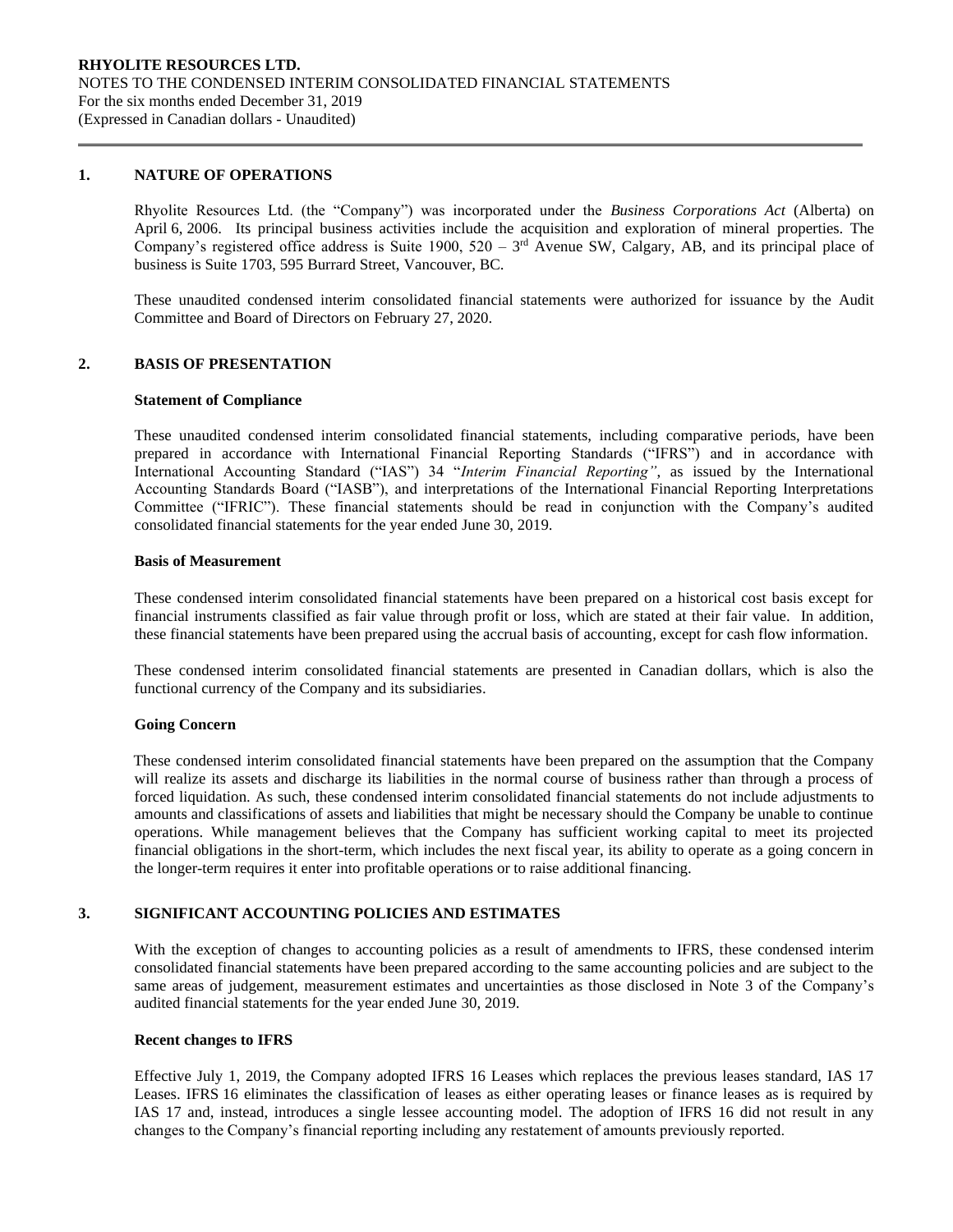# 1. NATURE OF OPERATIONS

Rhyolite Resources Ltd. (the "Company") was incorporated under the *Business Corporations Act* (Alberta) on April 6, 2006. Its principal business activities include the acquisition and exploration of mineral properties. The Company's registered office address is Suite 1900, 520 – 3rd Avenue SW, Calgary, AB, and its principal place of business is Suite 1703, 595 Burrard Street, Vancouver, BC.

These unaudited condensed interim consolidated financial statements were authorized for issuance by the Audit Committee and Board of Directors on February 27, 2020.

# 2. BASIS OF PRESENTATION

**Statement of Compliance**

These unaudited condensed interim consolidated financial statements, including comparative periods, have been prepared in accordance with International Financial Reporting Standards ("IFRS") and in accordance with International Accounting Standard ("IAS") 34 "*Interim Financial Reporting"*, as issued by the International Accounting Standards Board ("IASB"), and interpretations of the International Financial Reporting Interpretations Committee ("IFRIC"). These financial statements should be read in conjunction with the Company's audited consolidated financial statements for the year ended June 30, 2019.

**Basis of Measurement**

These condensed interim consolidated financial statements have been prepared on a historical cost basis except for financial instruments classified as fair value through profit or loss, which are stated at their fair value. In addition, these financial statements have been prepared using the accrual basis of accounting, except for cash flow information.

These condensed interim consolidated financial statements are presented in Canadian dollars, which is also the functional currency of the Company and its subsidiaries.

**Going Concern**

These condensed interim consolidated financial statements have been prepared on the assumption that the Company will realize its assets and discharge its liabilities in the normal course of business rather than through a process of forced liquidation. As such, these condensed interim consolidated financial statements do not include adjustments to amounts and classifications of assets and liabilities that might be necessary should the Company be unable to continue operations. While management believes that the Company has sufficient working capital to meet its projected financial obligations in the short-term, which includes the next fiscal year, its ability to operate as a going concern in the longer-term requires it enter into profitable operations or to raise additional financing.

# 3. SIGNIFICANT ACCOUNTING POLICIES AND ESTIMATES

With the exception of changes to accounting policies as a result of amendments to IFRS, these condensed interim consolidated financial statements have been prepared according to the same accounting policies and are subject to the same areas of judgement, measurement estimates and uncertainties as those disclosed in Note 3 of the Company's audited financial statements for the year ended June 30, 2019.

**Recent changes to IFRS**

Effective July 1, 2019, the Company adopted IFRS 16 Leases which replaces the previous leases standard, IAS 17 Leases. IFRS 16 eliminates the classification of leases as either operating leases or finance leases as is required by IAS 17 and, instead, introduces a single lessee accounting model. The adoption of IFRS 16 did not result in any changes to the Company's financial reporting including any restatement of amounts previously reported.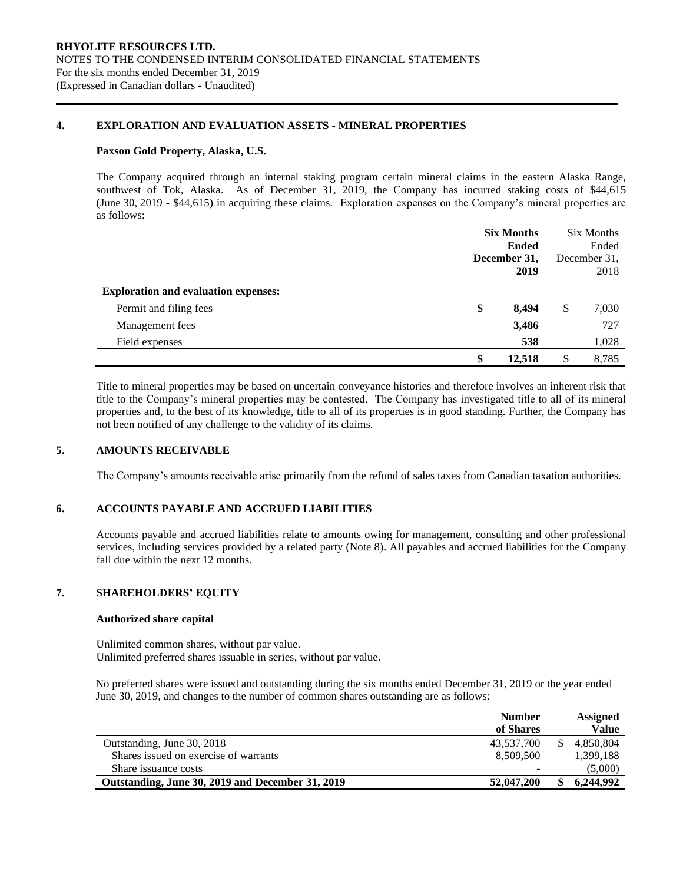## 4. EXPLORATION AND EVALUATION ASSETS - MINERAL PROPERTIES

### Paxson Gold Property, Alaska, U.S.

The Company acquired through an internal staking program certain mineral claims in the eastern Alaska Range, southwest of Tok, Alaska. As of December 31, 2019, the Company has incurred staking costs of $44,615 (June 30, 2019 - $44,615) in acquiring these claims. Exploration expenses on the Company's mineral properties are as follows:

| | **Six Months Ended December 31, 2019** | Six Months Ended December 31, 2018 |
|---|---|---|
| **Exploration and evaluation expenses:** | | |
| Permit and filing fees | **$ 8,494** | $ 7,030 |
| Management fees | **3,486** | 727 |
| Field expenses | **538** | 1,028 |
| | **$ 12,518** | $ 8,785 |

Title to mineral properties may be based on uncertain conveyance histories and therefore involves an inherent risk that title to the Company's mineral properties may be contested. The Company has investigated title to all of its mineral properties and, to the best of its knowledge, title to all of its properties is in good standing. Further, the Company has not been notified of any challenge to the validity of its claims.

## 5. AMOUNTS RECEIVABLE

The Company's amounts receivable arise primarily from the refund of sales taxes from Canadian taxation authorities.

## 6. ACCOUNTS PAYABLE AND ACCRUED LIABILITIES

Accounts payable and accrued liabilities relate to amounts owing for management, consulting and other professional services, including services provided by a related party (Note 8). All payables and accrued liabilities for the Company fall due within the next 12 months.

## 7. SHAREHOLDERS' EQUITY

### Authorized share capital

Unlimited common shares, without par value.
Unlimited preferred shares issuable in series, without par value.

No preferred shares were issued and outstanding during the six months ended December 31, 2019 or the year ended June 30, 2019, and changes to the number of common shares outstanding are as follows:

| | **Number of Shares** | **Assigned Value** |
|---|---|---|
| Outstanding, June 30, 2018 | 43,537,700 | $ 4,850,804 |
| Shares issued on exercise of warrants | 8,509,500 | 1,399,188 |
| Share issuance costs | - | (5,000) |
| **Outstanding, June 30, 2019 and December 31, 2019** | **52,047,200** | **$ 6,244,992** |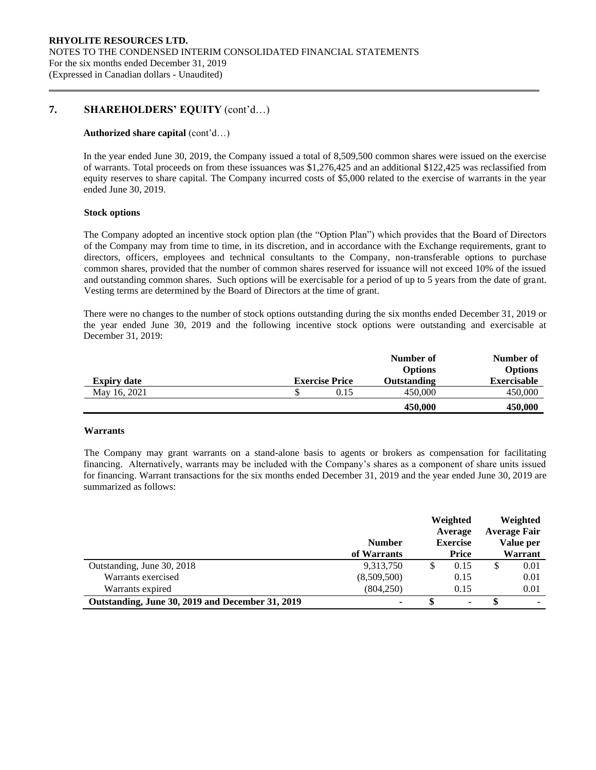## 7. SHAREHOLDERS' EQUITY (cont'd…)

### Authorized share capital (cont'd…)

In the year ended June 30, 2019, the Company issued a total of 8,509,500 common shares were issued on the exercise of warrants. Total proceeds on from these issuances was $1,276,425 and an additional $122,425 was reclassified from equity reserves to share capital. The Company incurred costs of $5,000 related to the exercise of warrants in the year ended June 30, 2019.

### Stock options

The Company adopted an incentive stock option plan (the "Option Plan") which provides that the Board of Directors of the Company may from time to time, in its discretion, and in accordance with the Exchange requirements, grant to directors, officers, employees and technical consultants to the Company, non-transferable options to purchase common shares, provided that the number of common shares reserved for issuance will not exceed 10% of the issued and outstanding common shares. Such options will be exercisable for a period of up to 5 years from the date of grant. Vesting terms are determined by the Board of Directors at the time of grant.

There were no changes to the number of stock options outstanding during the six months ended December 31, 2019 or the year ended June 30, 2019 and the following incentive stock options were outstanding and exercisable at December 31, 2019:

| Expiry date | Exercise Price | Number of Options Outstanding | Number of Options Exercisable |
|---|---|---|---|
| May 16, 2021 | $ 0.15 | 450,000 | 450,000 |
| | | **450,000** | **450,000** |

### Warrants

The Company may grant warrants on a stand-alone basis to agents or brokers as compensation for facilitating financing. Alternatively, warrants may be included with the Company's shares as a component of share units issued for financing. Warrant transactions for the six months ended December 31, 2019 and the year ended June 30, 2019 are summarized as follows:

| | Number of Warrants | Weighted Average Exercise Price | Weighted Average Fair Value per Warrant |
|---|---|---|---|
| Outstanding, June 30, 2018 | 9,313,750 | $ 0.15 | $ 0.01 |
| Warrants exercised | (8,509,500) | 0.15 | 0.01 |
| Warrants expired | (804,250) | 0.15 | 0.01 |
| **Outstanding, June 30, 2019 and December 31, 2019** | - | **$** - | **$** - |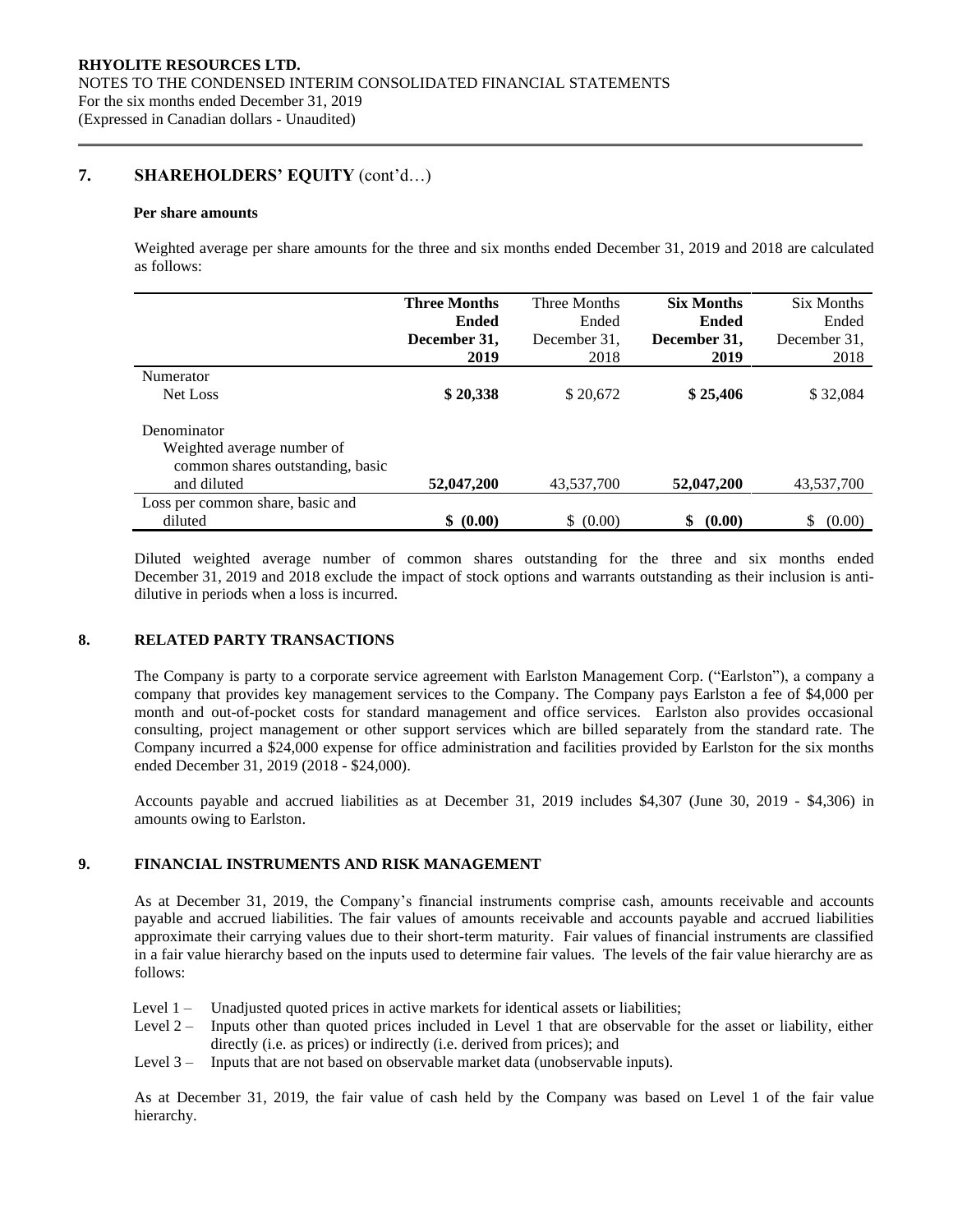## 7. SHAREHOLDERS' EQUITY (cont'd…)

**Per share amounts**

Weighted average per share amounts for the three and six months ended December 31, 2019 and 2018 are calculated as follows:

| | **Three Months Ended December 31, 2019** | Three Months Ended December 31, 2018 | **Six Months Ended December 31, 2019** | Six Months Ended December 31, 2018 |
|---|---|---|---|---|
| Numerator | | | | |
| Net Loss | **$ 20,338** | $ 20,672 | **$ 25,406** | $ 32,084 |
| Denominator | | | | |
| Weighted average number of common shares outstanding, basic and diluted | **52,047,200** | 43,537,700 | **52,047,200** | 43,537,700 |
| Loss per common share, basic and diluted | **$ (0.00)** | $ (0.00) | **$ (0.00)** | $ (0.00) |

Diluted weighted average number of common shares outstanding for the three and six months ended December 31, 2019 and 2018 exclude the impact of stock options and warrants outstanding as their inclusion is anti-dilutive in periods when a loss is incurred.

## 8. RELATED PARTY TRANSACTIONS

The Company is party to a corporate service agreement with Earlston Management Corp. ("Earlston"), a company a company that provides key management services to the Company. The Company pays Earlston a fee of $4,000 per month and out-of-pocket costs for standard management and office services. Earlston also provides occasional consulting, project management or other support services which are billed separately from the standard rate. The Company incurred a $24,000 expense for office administration and facilities provided by Earlston for the six months ended December 31, 2019 (2018 - $24,000).

Accounts payable and accrued liabilities as at December 31, 2019 includes $4,307 (June 30, 2019 - $4,306) in amounts owing to Earlston.

## 9. FINANCIAL INSTRUMENTS AND RISK MANAGEMENT

As at December 31, 2019, the Company's financial instruments comprise cash, amounts receivable and accounts payable and accrued liabilities. The fair values of amounts receivable and accounts payable and accrued liabilities approximate their carrying values due to their short-term maturity. Fair values of financial instruments are classified in a fair value hierarchy based on the inputs used to determine fair values. The levels of the fair value hierarchy are as follows:

- Level 1 – Unadjusted quoted prices in active markets for identical assets or liabilities;
- Level 2 – Inputs other than quoted prices included in Level 1 that are observable for the asset or liability, either directly (i.e. as prices) or indirectly (i.e. derived from prices); and
- Level 3 – Inputs that are not based on observable market data (unobservable inputs).

As at December 31, 2019, the fair value of cash held by the Company was based on Level 1 of the fair value hierarchy.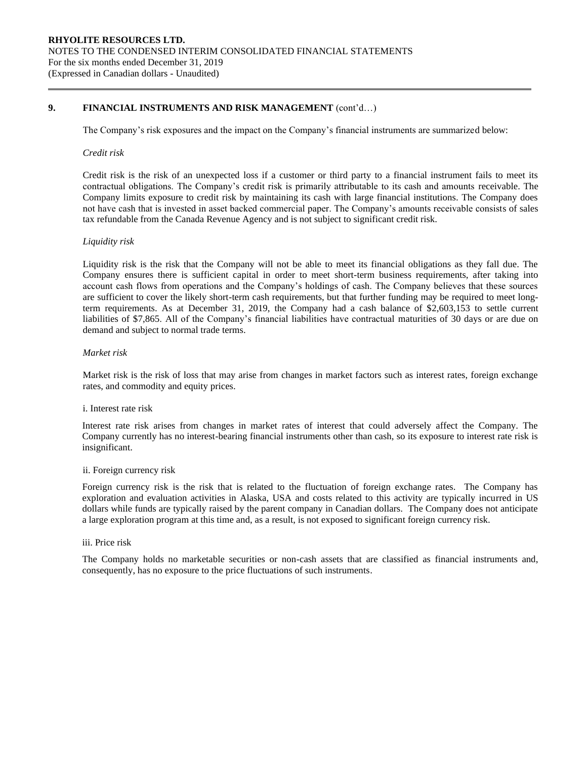## 9. FINANCIAL INSTRUMENTS AND RISK MANAGEMENT (cont'd…)

The Company's risk exposures and the impact on the Company's financial instruments are summarized below:

*Credit risk*

Credit risk is the risk of an unexpected loss if a customer or third party to a financial instrument fails to meet its contractual obligations. The Company's credit risk is primarily attributable to its cash and amounts receivable. The Company limits exposure to credit risk by maintaining its cash with large financial institutions. The Company does not have cash that is invested in asset backed commercial paper. The Company's amounts receivable consists of sales tax refundable from the Canada Revenue Agency and is not subject to significant credit risk.

*Liquidity risk*

Liquidity risk is the risk that the Company will not be able to meet its financial obligations as they fall due. The Company ensures there is sufficient capital in order to meet short-term business requirements, after taking into account cash flows from operations and the Company's holdings of cash. The Company believes that these sources are sufficient to cover the likely short-term cash requirements, but that further funding may be required to meet long-term requirements. As at December 31, 2019, the Company had a cash balance of $2,603,153 to settle current liabilities of $7,865. All of the Company's financial liabilities have contractual maturities of 30 days or are due on demand and subject to normal trade terms.

*Market risk*

Market risk is the risk of loss that may arise from changes in market factors such as interest rates, foreign exchange rates, and commodity and equity prices.

i. Interest rate risk

Interest rate risk arises from changes in market rates of interest that could adversely affect the Company. The Company currently has no interest-bearing financial instruments other than cash, so its exposure to interest rate risk is insignificant.

ii. Foreign currency risk

Foreign currency risk is the risk that is related to the fluctuation of foreign exchange rates. The Company has exploration and evaluation activities in Alaska, USA and costs related to this activity are typically incurred in US dollars while funds are typically raised by the parent company in Canadian dollars. The Company does not anticipate a large exploration program at this time and, as a result, is not exposed to significant foreign currency risk.

iii. Price risk

The Company holds no marketable securities or non-cash assets that are classified as financial instruments and, consequently, has no exposure to the price fluctuations of such instruments.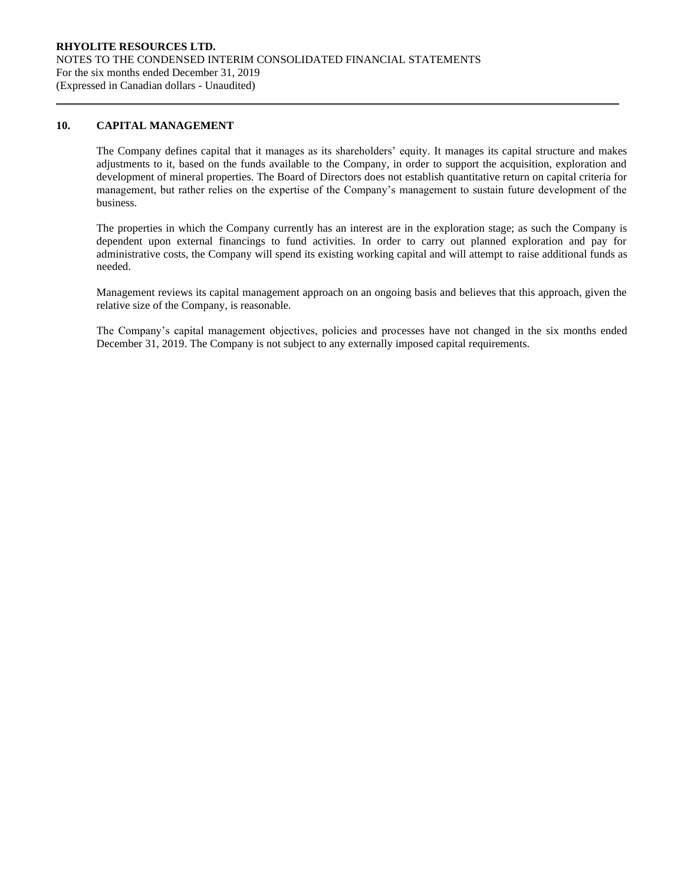## 10. CAPITAL MANAGEMENT

The Company defines capital that it manages as its shareholders' equity. It manages its capital structure and makes adjustments to it, based on the funds available to the Company, in order to support the acquisition, exploration and development of mineral properties. The Board of Directors does not establish quantitative return on capital criteria for management, but rather relies on the expertise of the Company's management to sustain future development of the business.

The properties in which the Company currently has an interest are in the exploration stage; as such the Company is dependent upon external financings to fund activities. In order to carry out planned exploration and pay for administrative costs, the Company will spend its existing working capital and will attempt to raise additional funds as needed.

Management reviews its capital management approach on an ongoing basis and believes that this approach, given the relative size of the Company, is reasonable.

The Company's capital management objectives, policies and processes have not changed in the six months ended December 31, 2019. The Company is not subject to any externally imposed capital requirements.